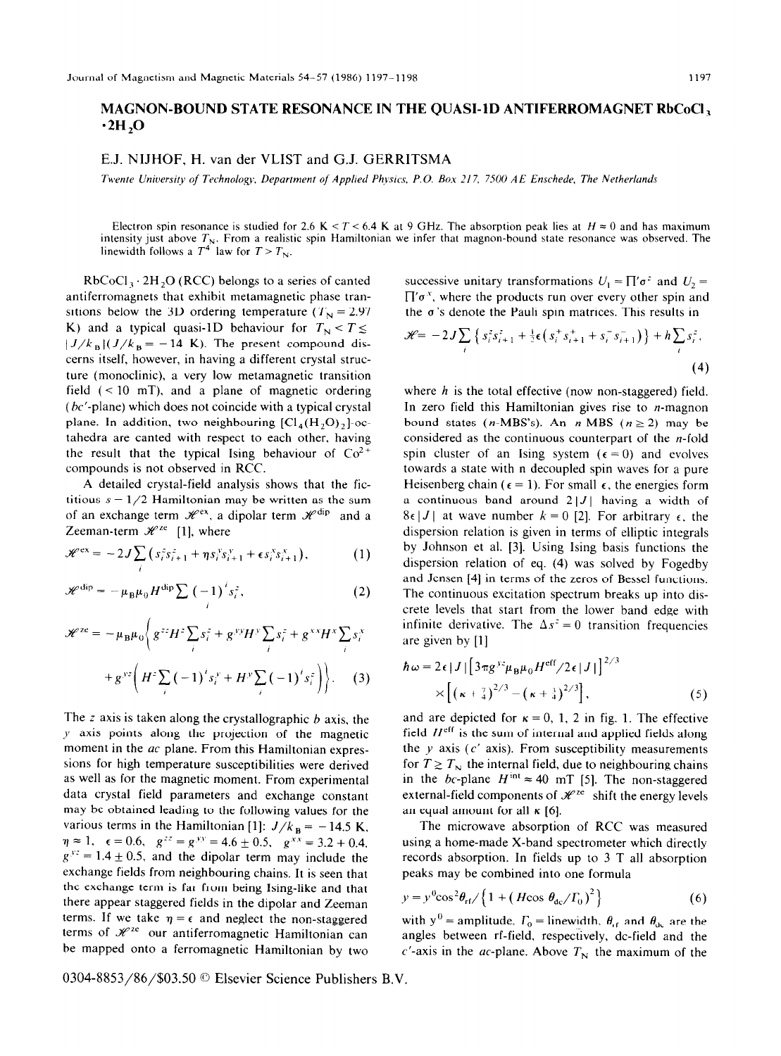# MAGNON-BOUND STATE RESONANCE IN THE QUASI-1D ANTIFERROMAGNET $RbCoCl_3 \cdot 2H_2O$

E.J. NIJHOF, H. van der VLIST and G.J. GERRITSMA

*Twente University of Technology, Department of Applied Physics, P.O. Box 217, 7500 AE Enschede, The Netherlands*

Electron spin resonance is studied for 2.6 K < T < 6.4 K at 9 GHz. The absorption peak lies at $H \approx 0$ and has maximum intensity just above $T_N$. From a realistic spin Hamiltonian we infer that magnon-bound state resonance was observed. The linewidth follows a $T^4$ law for $T > T_N$.

$RbCoCl_3 \cdot 2H_2O$ (RCC) belongs to a series of canted antiferromagnets that exhibit metamagnetic phase transitions below the 3D ordering temperature ($T_N = 2.97$ K) and a typical quasi-1D behaviour for $T_N < T \lesssim |J/k_B|$ ($J/k_B = -14$ K). The present compound discerns itself, however, in having a different crystal structure (monoclinic), a very low metamagnetic transition field (< 10 mT), and a plane of magnetic ordering ($bc'$-plane) which does not coincide with a typical crystal plane. In addition, two neighbouring $[Cl_4(H_2O)_2]$-octahedra are canted with respect to each other, having the result that the typical Ising behaviour of $Co^{2+}$ compounds is not observed in RCC.

A detailed crystal-field analysis shows that the fictitious $s = 1/2$ Hamiltonian may be written as the sum of an exchange term $\mathscr{H}^{ex}$, a dipolar term $\mathscr{H}^{dip}$ and a Zeeman-term $\mathscr{H}^{ze}$ [1], where

$$\mathscr{H}^{ex} = -2J\sum_i \left(s_i^z s_{i+1}^z + \eta s_i^y s_{i+1}^y + \epsilon s_i^x s_{i+1}^x\right), \tag{1}$$

$$\mathscr{H}^{dip} = -\mu_B\mu_0 H^{dip}\sum_i (-1)^i s_i^z, \tag{2}$$

$$\mathscr{H}^{ze} = -\mu_B\mu_0\left\{g^{zz}H^z\sum_i s_i^z + g^{yy}H^y\sum_i s_i^z + g^{xx}H^x\sum_i s_i^x + g^{yz}\left(H^z\sum_i(-1)^i s_i^y + H^y\sum_i(-1)^i s_i^z\right)\right\}. \tag{3}$$

The $z$ axis is taken along the crystallographic $b$ axis, the $y$ axis points along the projection of the magnetic moment in the $ac$ plane. From this Hamiltonian expressions for high temperature susceptibilities were derived as well as for the magnetic moment. From experimental data crystal field parameters and exchange constant may be obtained leading to the following values for the various terms in the Hamiltonian [1]: $J/k_B = -14.5$ K, $\eta \approx 1$, $\epsilon = 0.6$, $g^{zz} = g^{yy} = 4.6 \pm 0.5$, $g^{xx} = 3.2 + 0.4$, $g^{yz} = 1.4 \pm 0.5$, and the dipolar term may include the exchange fields from neighbouring chains. It is seen that the exchange term is far from being Ising-like and that there appear staggered fields in the dipolar and Zeeman terms. If we take $\eta = \epsilon$ and neglect the non-staggered terms of $\mathscr{H}^{ze}$ our antiferromagnetic Hamiltonian can be mapped onto a ferromagnetic Hamiltonian by two successive unitary transformations $U_1 = \Pi' \sigma^z$ and $U_2 = \Pi' \sigma^x$, where the products run over every other spin and the $\sigma$'s denote the Pauli spin matrices. This results in

$$\mathscr{H} = -2J\sum_i\left\{s_i^z s_{i+1}^z + \tfrac{1}{2}\epsilon\left(s_i^+ s_{i+1}^+ + s_i^- s_{i+1}^-\right)\right\} + h\sum_i s_i^z, \tag{4}$$

where $h$ is the total effective (now non-staggered) field. In zero field this Hamiltonian gives rise to $n$-magnon bound states ($n$-MBS's). An $n$ MBS ($n \geq 2$) may be considered as the continuous counterpart of the $n$-fold spin cluster of an Ising system ($\epsilon = 0$) and evolves towards a state with n decoupled spin waves for a pure Heisenberg chain ($\epsilon = 1$). For small $\epsilon$, the energies form a continuous band around $2|J|$ having a width of $8\epsilon|J|$ at wave number $k = 0$ [2]. For arbitrary $\epsilon$, the dispersion relation is given in terms of elliptic integrals by Johnson et al. [3]. Using Ising basis functions the dispersion relation of eq. (4) was solved by Fogedby and Jensen [4] in terms of the zeros of Bessel functions. The continuous excitation spectrum breaks up into discrete levels that start from the lower band edge with infinite derivative. The $\Delta s^z = 0$ transition frequencies are given by [1]

$$\hbar\omega = 2\epsilon|J|\left[3\pi g^{yz}\mu_B\mu_0 H^{eff}/2\epsilon|J|\right]^{2/3} \times\left[\left(\kappa + \tfrac{7}{4}\right)^{2/3} - \left(\kappa + \tfrac{3}{4}\right)^{2/3}\right], \tag{5}$$

and are depicted for $\kappa = 0, 1, 2$ in fig. 1. The effective field $H^{eff}$ is the sum of internal and applied fields along the $y$ axis ($c'$ axis). From susceptibility measurements for $T \gtrsim T_N$ the internal field, due to neighbouring chains in the $bc$-plane $H^{int} \approx 40$ mT [5]. The non-staggered external-field components of $\mathscr{H}^{ze}$ shift the energy levels an equal amount for all $\kappa$ [6].

The microwave absorption of RCC was measured using a home-made X-band spectrometer which directly records absorption. In fields up to 3 T all absorption peaks may be combined into one formula

$$y = y^0\cos^2\theta_{rf}/\left\{1 + \left(H\cos\theta_{dc}/\Gamma_0\right)^2\right\} \tag{6}$$

with $y^0$ = amplitude, $\Gamma_0$ = linewidth, $\theta_{rf}$ and $\theta_{dc}$ are the angles between rf-field, respectively, dc-field and the $c'$-axis in the $ac$-plane. Above $T_N$ the maximum of the

0304-8853/86/$03.50 © Elsevier Science Publishers B.V.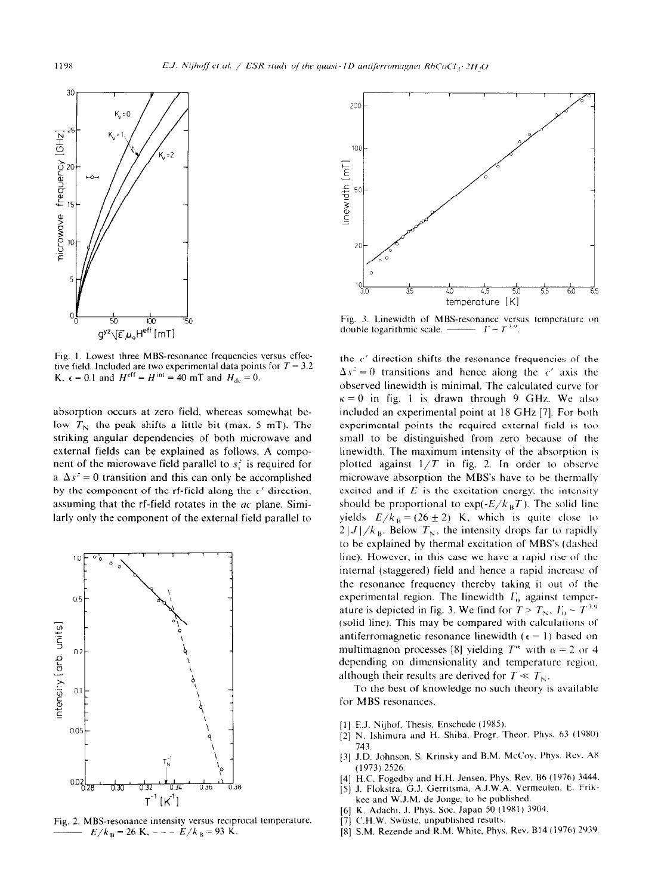30

25

20

15

10

5

0

microwave frequency [GHz]

$K_V=0$

$K_V=1$

$K_V=2$

0 50 100 150

$g^{yz}\sqrt{\varepsilon}\mu_0 H^{eff}$ [mT]

Fig. 1. Lowest three MBS-resonance frequencies versus effective field. Included are two experimental data points for $T = 3.2$ K, $\epsilon = 0.1$ and $H^{eff} = H^{int} = 40$ mT and $H_{dc} = 0$.

absorption occurs at zero field, whereas somewhat below $T_N$ the peak shifts a little bit (max. 5 mT). The striking angular dependencies of both microwave and external fields can be explained as follows. A component of the microwave field parallel to $s_i^z$ is required for a $\Delta s^z = 0$ transition and this can only be accomplished by the component of the rf-field along the $c'$ direction, assuming that the rf-field rotates in the $ac$ plane. Similarly only the component of the external field parallel to the $c'$ direction shifts the resonance frequencies of the $\Delta s^z = 0$ transitions and hence along the $c'$ axis the observed linewidth is minimal. The calculated curve for $\kappa = 0$ in fig. 1 is drawn through 9 GHz. We also included an experimental point at 18 GHz [7]. For both experimental points the required external field is too small to be distinguished from zero because of the linewidth. The maximum intensity of the absorption is plotted against $1/T$ in fig. 2. In order to observe microwave absorption the MBS's have to be thermally excited and if $E$ is the excitation energy, the intensity should be proportional to $\exp(-E/k_B T)$. The solid line yields $E/k_B = (26 \pm 2)$ K, which is quite close to $2|J|/k_B$. Below $T_N$, the intensity drops far to rapidly to be explained by thermal excitation of MBS's (dashed line). However, in this case we have a rapid rise of the internal (staggered) field and hence a rapid increase of the resonance frequency thereby taking it out of the experimental region. The linewidth $\Gamma_0$ against temperature is depicted in fig. 3. We find for $T > T_N$, $\Gamma_0 \sim T^{3.9}$ (solid line). This may be compared with calculations of antiferromagnetic resonance linewidth ($\epsilon = 1$) based on multimagnon processes [8] yielding $T^{\alpha}$ with $\alpha = 2$ or 4 depending on dimensionality and temperature region, although their results are derived for $T \ll T_N$.

To the best of knowledge no such theory is available for MBS resonances.

1.0

0.5

0.2

0.1

0.05

0.02

intensity [arb. units]

$T_N^{-1}$

0.28 0.30 0.32 0.34 0.36 0.38

$T^{-1}$ [$K^{-1}$]

Fig. 2. MBS-resonance intensity versus reciprocal temperature. ——— $E/k_B = 26$ K, – – – $E/k_B = 93$ K.

200

100

50

20

10

linewidth [mT]

3.0 3.5 4.0 4.5 5.0 5.5 6.0 6.5

temperature [K]

Fig. 3. Linewidth of MBS-resonance versus temperature on double logarithmic scale. ——— $\Gamma \sim T^{3.9}$.

[1] E.J. Nijhof, Thesis, Enschede (1985).

[2] N. Ishimura and H. Shiba, Progr. Theor. Phys. 63 (1980) 743.

[3] J.D. Johnson, S. Krinsky and B.M. McCoy, Phys. Rev. A8 (1973) 2526.

[4] H.C. Fogedby and H.H. Jensen, Phys. Rev. B6 (1976) 3444.

[5] J. Flokstra, G.J. Gerritsma, A.J.W.A. Vermeulen, E. Frikkee and W.J.M. de Jonge, to be published.

[6] K. Adachi, J. Phys. Soc. Japan 50 (1981) 3904.

[7] C.H.W. Swüste, unpublished results.

[8] S.M. Rezende and R.M. White, Phys. Rev. B14 (1976) 2939.